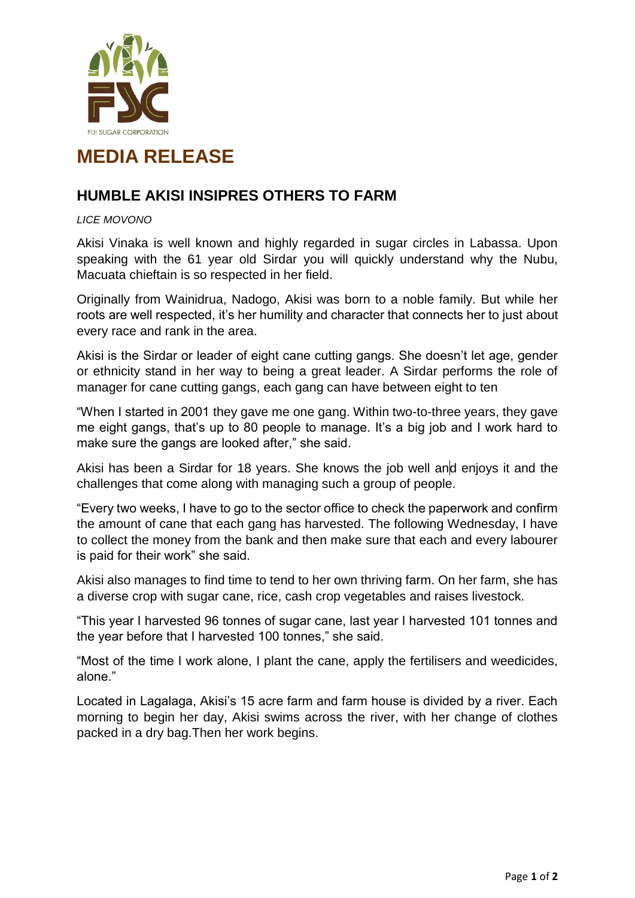FIJI SUGAR CORPORATION

# MEDIA RELEASE

## HUMBLE AKISI INSIPRES OTHERS TO FARM

*LICE MOVONO*

Akisi Vinaka is well known and highly regarded in sugar circles in Labassa. Upon speaking with the 61 year old Sirdar you will quickly understand why the Nubu, Macuata chieftain is so respected in her field.

Originally from Wainidrua, Nadogo, Akisi was born to a noble family. But while her roots are well respected, it's her humility and character that connects her to just about every race and rank in the area.

Akisi is the Sirdar or leader of eight cane cutting gangs. She doesn't let age, gender or ethnicity stand in her way to being a great leader. A Sirdar performs the role of manager for cane cutting gangs, each gang can have between eight to ten

"When I started in 2001 they gave me one gang. Within two-to-three years, they gave me eight gangs, that's up to 80 people to manage. It's a big job and I work hard to make sure the gangs are looked after," she said.

Akisi has been a Sirdar for 18 years. She knows the job well and enjoys it and the challenges that come along with managing such a group of people.

"Every two weeks, I have to go to the sector office to check the paperwork and confirm the amount of cane that each gang has harvested. The following Wednesday, I have to collect the money from the bank and then make sure that each and every labourer is paid for their work" she said.

Akisi also manages to find time to tend to her own thriving farm. On her farm, she has a diverse crop with sugar cane, rice, cash crop vegetables and raises livestock.

"This year I harvested 96 tonnes of sugar cane, last year I harvested 101 tonnes and the year before that I harvested 100 tonnes," she said.

"Most of the time I work alone, I plant the cane, apply the fertilisers and weedicides, alone."

Located in Lagalaga, Akisi's 15 acre farm and farm house is divided by a river. Each morning to begin her day, Akisi swims across the river, with her change of clothes packed in a dry bag.Then her work begins.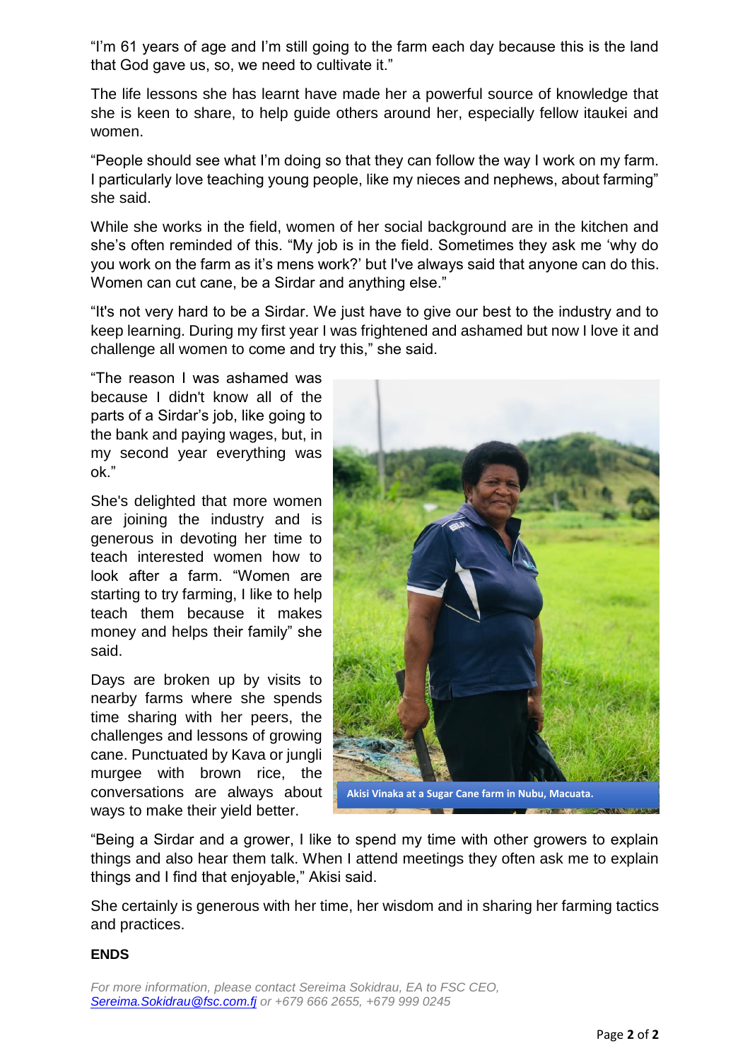"I'm 61 years of age and I'm still going to the farm each day because this is the land that God gave us, so, we need to cultivate it."

The life lessons she has learnt have made her a powerful source of knowledge that she is keen to share, to help guide others around her, especially fellow itaukei and women.

"People should see what I'm doing so that they can follow the way I work on my farm. I particularly love teaching young people, like my nieces and nephews, about farming" she said.

While she works in the field, women of her social background are in the kitchen and she's often reminded of this. "My job is in the field. Sometimes they ask me 'why do you work on the farm as it's mens work?' but I've always said that anyone can do this. Women can cut cane, be a Sirdar and anything else."

"It's not very hard to be a Sirdar. We just have to give our best to the industry and to keep learning. During my first year I was frightened and ashamed but now I love it and challenge all women to come and try this," she said.

"The reason I was ashamed was because I didn't know all of the parts of a Sirdar's job, like going to the bank and paying wages, but, in my second year everything was ok."

She's delighted that more women are joining the industry and is generous in devoting her time to teach interested women how to look after a farm. "Women are starting to try farming, I like to help teach them because it makes money and helps their family" she said.

Days are broken up by visits to nearby farms where she spends time sharing with her peers, the challenges and lessons of growing cane. Punctuated by Kava or jungli murgee with brown rice, the conversations are always about ways to make their yield better.

Akisi Vinaka at a Sugar Cane farm in Nubu, Macuata.

"Being a Sirdar and a grower, I like to spend my time with other growers to explain things and also hear them talk. When I attend meetings they often ask me to explain things and I find that enjoyable," Akisi said.

She certainly is generous with her time, her wisdom and in sharing her farming tactics and practices.

**ENDS**

*For more information, please contact Sereima Sokidrau, EA to FSC CEO, [Sereima.Sokidrau@fsc.com.fj](mailto:Sereima.Sokidrau@fsc.com.fj) or +679 666 2655, +679 999 0245*